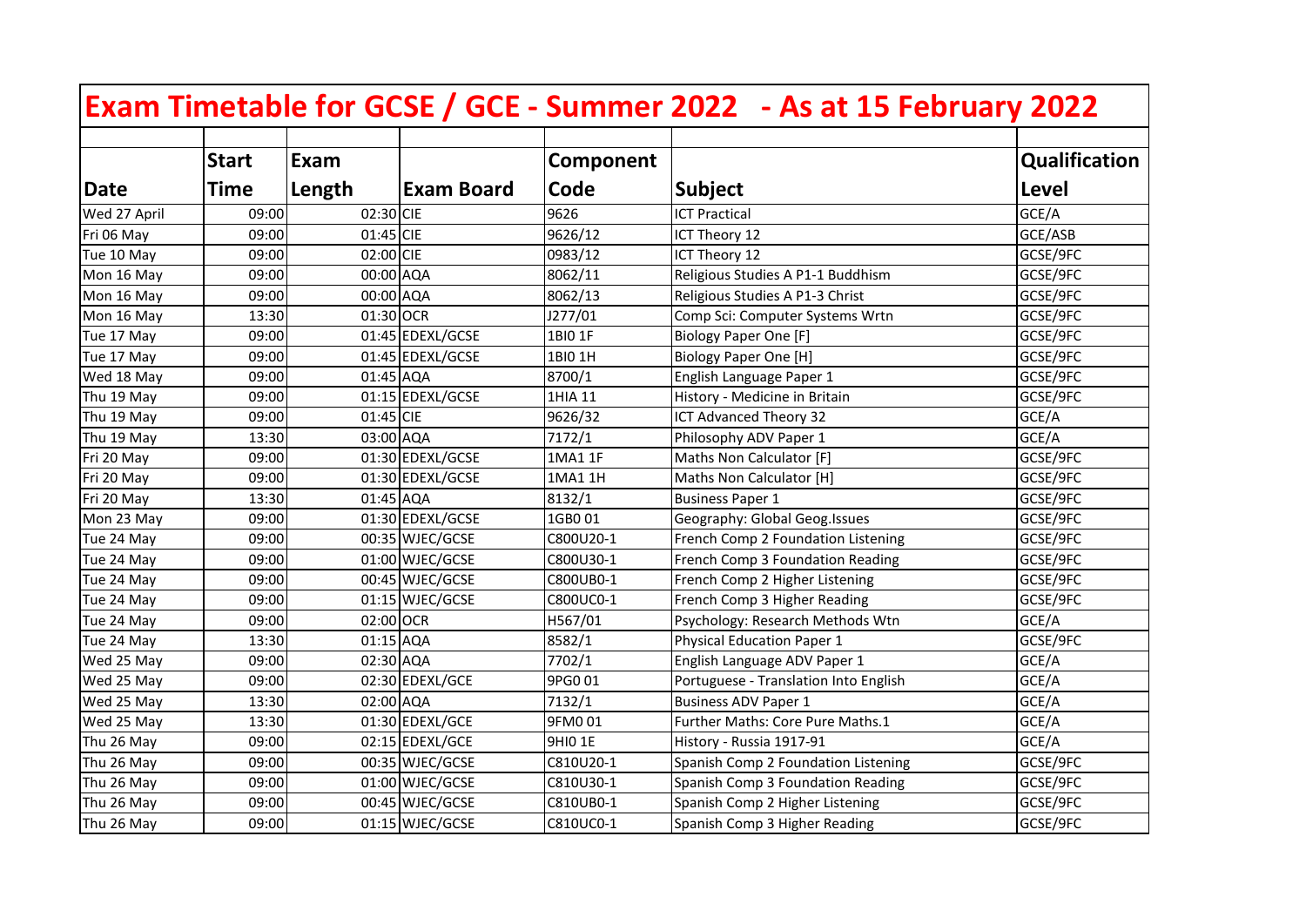# Exam Timetable for GCSE / GCE - Summer 2022 - As at 15 February 2022

| Date | Start Time | Exam Length | Exam Board | Component Code | Subject | Qualification Level |
|---|---|---|---|---|---|---|
| Wed 27 April | 09:00 | 02:30 | CIE | 9626 | ICT Practical | GCE/A |
| Fri 06 May | 09:00 | 01:45 | CIE | 9626/12 | ICT Theory 12 | GCE/ASB |
| Tue 10 May | 09:00 | 02:00 | CIE | 0983/12 | ICT Theory 12 | GCSE/9FC |
| Mon 16 May | 09:00 | 00:00 | AQA | 8062/11 | Religious Studies A P1-1 Buddhism | GCSE/9FC |
| Mon 16 May | 09:00 | 00:00 | AQA | 8062/13 | Religious Studies A P1-3 Christ | GCSE/9FC |
| Mon 16 May | 13:30 | 01:30 | OCR | J277/01 | Comp Sci: Computer Systems Wrtn | GCSE/9FC |
| Tue 17 May | 09:00 | 01:45 | EDEXL/GCSE | 1BI0 1F | Biology Paper One [F] | GCSE/9FC |
| Tue 17 May | 09:00 | 01:45 | EDEXL/GCSE | 1BI0 1H | Biology Paper One [H] | GCSE/9FC |
| Wed 18 May | 09:00 | 01:45 | AQA | 8700/1 | English Language Paper 1 | GCSE/9FC |
| Thu 19 May | 09:00 | 01:15 | EDEXL/GCSE | 1HIA 11 | History - Medicine in Britain | GCSE/9FC |
| Thu 19 May | 09:00 | 01:45 | CIE | 9626/32 | ICT Advanced Theory 32 | GCE/A |
| Thu 19 May | 13:30 | 03:00 | AQA | 7172/1 | Philosophy ADV Paper 1 | GCE/A |
| Fri 20 May | 09:00 | 01:30 | EDEXL/GCSE | 1MA1 1F | Maths Non Calculator [F] | GCSE/9FC |
| Fri 20 May | 09:00 | 01:30 | EDEXL/GCSE | 1MA1 1H | Maths Non Calculator [H] | GCSE/9FC |
| Fri 20 May | 13:30 | 01:45 | AQA | 8132/1 | Business Paper 1 | GCSE/9FC |
| Mon 23 May | 09:00 | 01:30 | EDEXL/GCSE | 1GB0 01 | Geography: Global Geog.Issues | GCSE/9FC |
| Tue 24 May | 09:00 | 00:35 | WJEC/GCSE | C800U20-1 | French Comp 2 Foundation Listening | GCSE/9FC |
| Tue 24 May | 09:00 | 01:00 | WJEC/GCSE | C800U30-1 | French Comp 3 Foundation Reading | GCSE/9FC |
| Tue 24 May | 09:00 | 00:45 | WJEC/GCSE | C800UB0-1 | French Comp 2 Higher Listening | GCSE/9FC |
| Tue 24 May | 09:00 | 01:15 | WJEC/GCSE | C800UC0-1 | French Comp 3 Higher Reading | GCSE/9FC |
| Tue 24 May | 09:00 | 02:00 | OCR | H567/01 | Psychology: Research Methods Wtn | GCE/A |
| Tue 24 May | 13:30 | 01:15 | AQA | 8582/1 | Physical Education Paper 1 | GCSE/9FC |
| Wed 25 May | 09:00 | 02:30 | AQA | 7702/1 | English Language ADV Paper 1 | GCE/A |
| Wed 25 May | 09:00 | 02:30 | EDEXL/GCE | 9PG0 01 | Portuguese - Translation Into English | GCE/A |
| Wed 25 May | 13:30 | 02:00 | AQA | 7132/1 | Business ADV Paper 1 | GCE/A |
| Wed 25 May | 13:30 | 01:30 | EDEXL/GCE | 9FM0 01 | Further Maths: Core Pure Maths.1 | GCE/A |
| Thu 26 May | 09:00 | 02:15 | EDEXL/GCE | 9HI0 1E | History - Russia 1917-91 | GCE/A |
| Thu 26 May | 09:00 | 00:35 | WJEC/GCSE | C810U20-1 | Spanish Comp 2 Foundation Listening | GCSE/9FC |
| Thu 26 May | 09:00 | 01:00 | WJEC/GCSE | C810U30-1 | Spanish Comp 3 Foundation Reading | GCSE/9FC |
| Thu 26 May | 09:00 | 00:45 | WJEC/GCSE | C810UB0-1 | Spanish Comp 2 Higher Listening | GCSE/9FC |
| Thu 26 May | 09:00 | 01:15 | WJEC/GCSE | C810UC0-1 | Spanish Comp 3 Higher Reading | GCSE/9FC |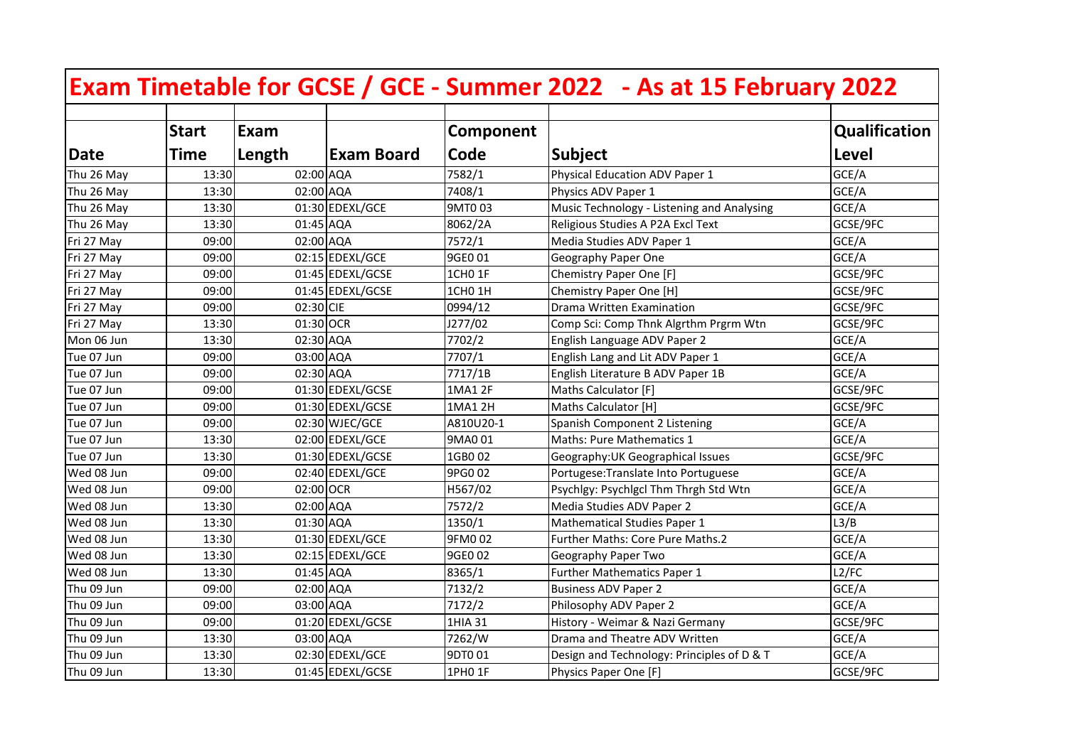# Exam Timetable for GCSE / GCE - Summer 2022 - As at 15 February 2022

| Date | Start Time | Exam Length | Exam Board | Component Code | Subject | Qualification Level |
|---|---|---|---|---|---|---|
| Thu 26 May | 13:30 | 02:00 | AQA | 7582/1 | Physical Education ADV Paper 1 | GCE/A |
| Thu 26 May | 13:30 | 02:00 | AQA | 7408/1 | Physics ADV Paper 1 | GCE/A |
| Thu 26 May | 13:30 | 01:30 | EDEXL/GCE | 9MT0 03 | Music Technology - Listening and Analysing | GCE/A |
| Thu 26 May | 13:30 | 01:45 | AQA | 8062/2A | Religious Studies A P2A Excl Text | GCSE/9FC |
| Fri 27 May | 09:00 | 02:00 | AQA | 7572/1 | Media Studies ADV Paper 1 | GCE/A |
| Fri 27 May | 09:00 | 02:15 | EDEXL/GCE | 9GE0 01 | Geography Paper One | GCE/A |
| Fri 27 May | 09:00 | 01:45 | EDEXL/GCSE | 1CH0 1F | Chemistry Paper One [F] | GCSE/9FC |
| Fri 27 May | 09:00 | 01:45 | EDEXL/GCSE | 1CH0 1H | Chemistry Paper One [H] | GCSE/9FC |
| Fri 27 May | 09:00 | 02:30 | CIE | 0994/12 | Drama Written Examination | GCSE/9FC |
| Fri 27 May | 13:30 | 01:30 | OCR | J277/02 | Comp Sci: Comp Thnk Algrthm Prgrm Wtn | GCSE/9FC |
| Mon 06 Jun | 13:30 | 02:30 | AQA | 7702/2 | English Language ADV Paper 2 | GCE/A |
| Tue 07 Jun | 09:00 | 03:00 | AQA | 7707/1 | English Lang and Lit ADV Paper 1 | GCE/A |
| Tue 07 Jun | 09:00 | 02:30 | AQA | 7717/1B | English Literature B ADV Paper 1B | GCE/A |
| Tue 07 Jun | 09:00 | 01:30 | EDEXL/GCSE | 1MA1 2F | Maths Calculator [F] | GCSE/9FC |
| Tue 07 Jun | 09:00 | 01:30 | EDEXL/GCSE | 1MA1 2H | Maths Calculator [H] | GCSE/9FC |
| Tue 07 Jun | 09:00 | 02:30 | WJEC/GCE | A810U20-1 | Spanish Component 2 Listening | GCE/A |
| Tue 07 Jun | 13:30 | 02:00 | EDEXL/GCE | 9MA0 01 | Maths: Pure Mathematics 1 | GCE/A |
| Tue 07 Jun | 13:30 | 01:30 | EDEXL/GCSE | 1GB0 02 | Geography:UK Geographical Issues | GCSE/9FC |
| Wed 08 Jun | 09:00 | 02:40 | EDEXL/GCE | 9PG0 02 | Portugese:Translate Into Portuguese | GCE/A |
| Wed 08 Jun | 09:00 | 02:00 | OCR | H567/02 | Psychlgy: Psychlgcl Thm Thrgh Std Wtn | GCE/A |
| Wed 08 Jun | 13:30 | 02:00 | AQA | 7572/2 | Media Studies ADV Paper 2 | GCE/A |
| Wed 08 Jun | 13:30 | 01:30 | AQA | 1350/1 | Mathematical Studies Paper 1 | L3/B |
| Wed 08 Jun | 13:30 | 01:30 | EDEXL/GCE | 9FM0 02 | Further Maths: Core Pure Maths.2 | GCE/A |
| Wed 08 Jun | 13:30 | 02:15 | EDEXL/GCE | 9GE0 02 | Geography Paper Two | GCE/A |
| Wed 08 Jun | 13:30 | 01:45 | AQA | 8365/1 | Further Mathematics Paper 1 | L2/FC |
| Thu 09 Jun | 09:00 | 02:00 | AQA | 7132/2 | Business ADV Paper 2 | GCE/A |
| Thu 09 Jun | 09:00 | 03:00 | AQA | 7172/2 | Philosophy ADV Paper 2 | GCE/A |
| Thu 09 Jun | 09:00 | 01:20 | EDEXL/GCSE | 1HIA 31 | History - Weimar & Nazi Germany | GCSE/9FC |
| Thu 09 Jun | 13:30 | 03:00 | AQA | 7262/W | Drama and Theatre ADV Written | GCE/A |
| Thu 09 Jun | 13:30 | 02:30 | EDEXL/GCE | 9DT0 01 | Design and Technology: Principles of D & T | GCE/A |
| Thu 09 Jun | 13:30 | 01:45 | EDEXL/GCSE | 1PH0 1F | Physics Paper One [F] | GCSE/9FC |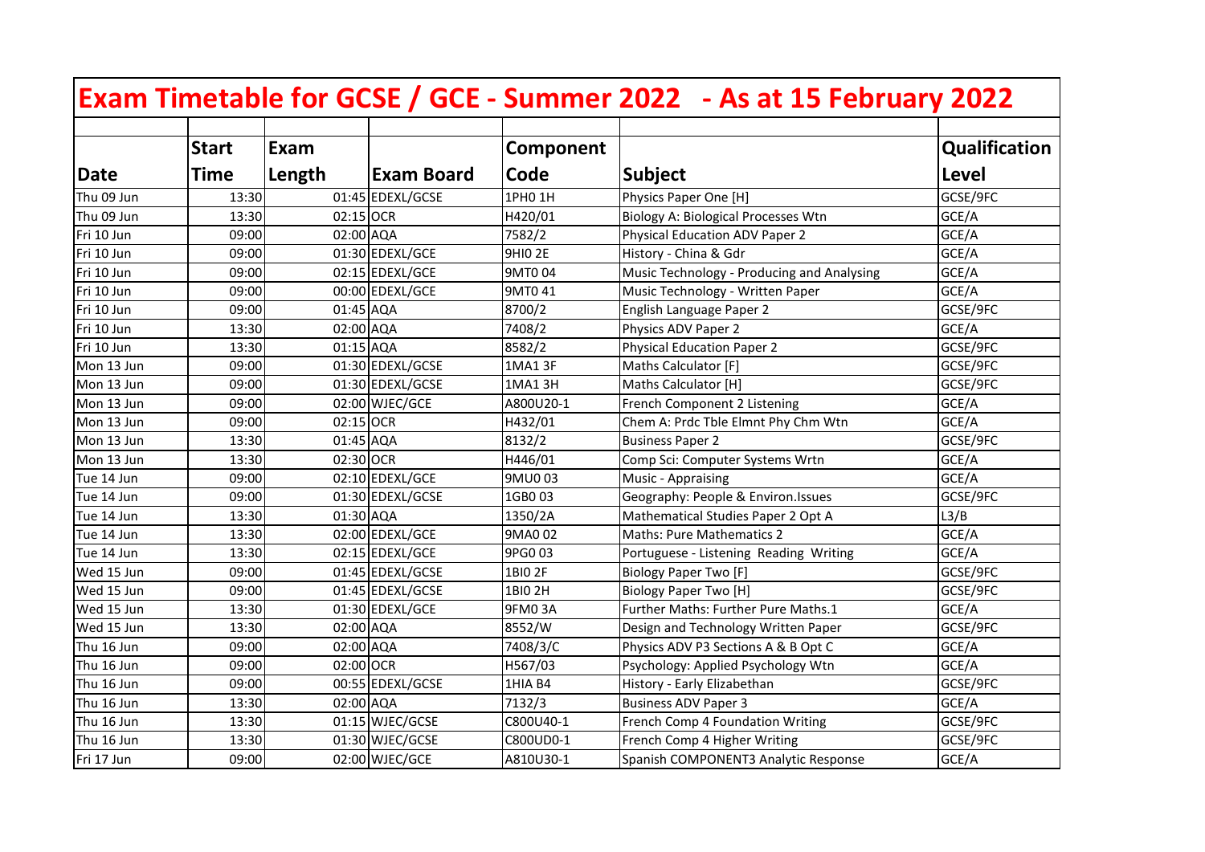# Exam Timetable for GCSE / GCE - Summer 2022 - As at 15 February 2022

| Date | Start Time | Exam Length | Exam Board | Component Code | Subject | Qualification Level |
|---|---|---|---|---|---|---|
| Thu 09 Jun | 13:30 | 01:45 | EDEXL/GCSE | 1PH0 1H | Physics Paper One [H] | GCSE/9FC |
| Thu 09 Jun | 13:30 | 02:15 | OCR | H420/01 | Biology A: Biological Processes Wtn | GCE/A |
| Fri 10 Jun | 09:00 | 02:00 | AQA | 7582/2 | Physical Education ADV Paper 2 | GCE/A |
| Fri 10 Jun | 09:00 | 01:30 | EDEXL/GCE | 9HI0 2E | History - China & Gdr | GCE/A |
| Fri 10 Jun | 09:00 | 02:15 | EDEXL/GCE | 9MT0 04 | Music Technology - Producing and Analysing | GCE/A |
| Fri 10 Jun | 09:00 | 00:00 | EDEXL/GCE | 9MT0 41 | Music Technology - Written Paper | GCE/A |
| Fri 10 Jun | 09:00 | 01:45 | AQA | 8700/2 | English Language Paper 2 | GCSE/9FC |
| Fri 10 Jun | 13:30 | 02:00 | AQA | 7408/2 | Physics ADV Paper 2 | GCE/A |
| Fri 10 Jun | 13:30 | 01:15 | AQA | 8582/2 | Physical Education Paper 2 | GCSE/9FC |
| Mon 13 Jun | 09:00 | 01:30 | EDEXL/GCSE | 1MA1 3F | Maths Calculator [F] | GCSE/9FC |
| Mon 13 Jun | 09:00 | 01:30 | EDEXL/GCSE | 1MA1 3H | Maths Calculator [H] | GCSE/9FC |
| Mon 13 Jun | 09:00 | 02:00 | WJEC/GCE | A800U20-1 | French Component 2 Listening | GCE/A |
| Mon 13 Jun | 09:00 | 02:15 | OCR | H432/01 | Chem A: Prdc Tble Elmnt Phy Chm Wtn | GCE/A |
| Mon 13 Jun | 13:30 | 01:45 | AQA | 8132/2 | Business Paper 2 | GCSE/9FC |
| Mon 13 Jun | 13:30 | 02:30 | OCR | H446/01 | Comp Sci: Computer Systems Wrtn | GCE/A |
| Tue 14 Jun | 09:00 | 02:10 | EDEXL/GCE | 9MU0 03 | Music - Appraising | GCE/A |
| Tue 14 Jun | 09:00 | 01:30 | EDEXL/GCSE | 1GB0 03 | Geography: People & Environ.Issues | GCSE/9FC |
| Tue 14 Jun | 13:30 | 01:30 | AQA | 1350/2A | Mathematical Studies Paper 2 Opt A | L3/B |
| Tue 14 Jun | 13:30 | 02:00 | EDEXL/GCE | 9MA0 02 | Maths: Pure Mathematics 2 | GCE/A |
| Tue 14 Jun | 13:30 | 02:15 | EDEXL/GCE | 9PG0 03 | Portuguese - Listening Reading Writing | GCE/A |
| Wed 15 Jun | 09:00 | 01:45 | EDEXL/GCSE | 1BI0 2F | Biology Paper Two [F] | GCSE/9FC |
| Wed 15 Jun | 09:00 | 01:45 | EDEXL/GCSE | 1BI0 2H | Biology Paper Two [H] | GCSE/9FC |
| Wed 15 Jun | 13:30 | 01:30 | EDEXL/GCE | 9FM0 3A | Further Maths: Further Pure Maths.1 | GCE/A |
| Wed 15 Jun | 13:30 | 02:00 | AQA | 8552/W | Design and Technology Written Paper | GCSE/9FC |
| Thu 16 Jun | 09:00 | 02:00 | AQA | 7408/3/C | Physics ADV P3 Sections A & B Opt C | GCE/A |
| Thu 16 Jun | 09:00 | 02:00 | OCR | H567/03 | Psychology: Applied Psychology Wtn | GCE/A |
| Thu 16 Jun | 09:00 | 00:55 | EDEXL/GCSE | 1HIA B4 | History - Early Elizabethan | GCSE/9FC |
| Thu 16 Jun | 13:30 | 02:00 | AQA | 7132/3 | Business ADV Paper 3 | GCE/A |
| Thu 16 Jun | 13:30 | 01:15 | WJEC/GCSE | C800U40-1 | French Comp 4 Foundation Writing | GCSE/9FC |
| Thu 16 Jun | 13:30 | 01:30 | WJEC/GCSE | C800UD0-1 | French Comp 4 Higher Writing | GCSE/9FC |
| Fri 17 Jun | 09:00 | 02:00 | WJEC/GCE | A810U30-1 | Spanish COMPONENT3 Analytic Response | GCE/A |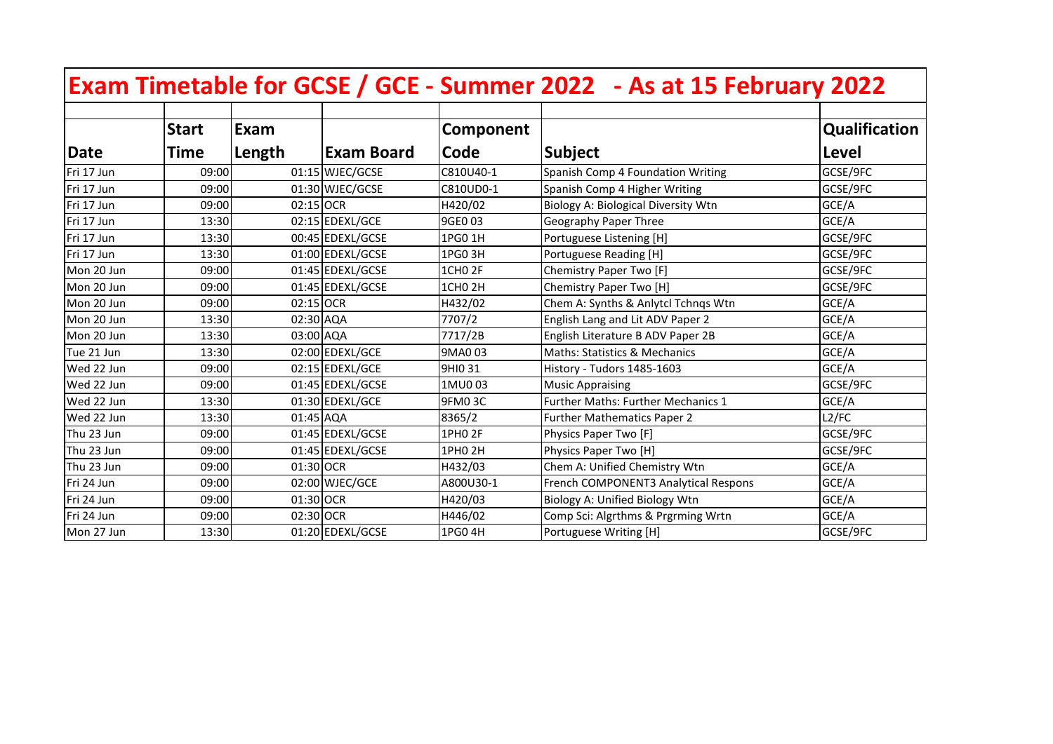# Exam Timetable for GCSE / GCE - Summer 2022 - As at 15 February 2022

| Date | Start Time | Exam Length | Exam Board | Component Code | Subject | Qualification Level |
|---|---|---|---|---|---|---|
| Fri 17 Jun | 09:00 | 01:15 | WJEC/GCSE | C810U40-1 | Spanish Comp 4 Foundation Writing | GCSE/9FC |
| Fri 17 Jun | 09:00 | 01:30 | WJEC/GCSE | C810UD0-1 | Spanish Comp 4 Higher Writing | GCSE/9FC |
| Fri 17 Jun | 09:00 | 02:15 | OCR | H420/02 | Biology A: Biological Diversity Wtn | GCE/A |
| Fri 17 Jun | 13:30 | 02:15 | EDEXL/GCE | 9GE0 03 | Geography Paper Three | GCE/A |
| Fri 17 Jun | 13:30 | 00:45 | EDEXL/GCSE | 1PG0 1H | Portuguese Listening [H] | GCSE/9FC |
| Fri 17 Jun | 13:30 | 01:00 | EDEXL/GCSE | 1PG0 3H | Portuguese Reading [H] | GCSE/9FC |
| Mon 20 Jun | 09:00 | 01:45 | EDEXL/GCSE | 1CH0 2F | Chemistry Paper Two [F] | GCSE/9FC |
| Mon 20 Jun | 09:00 | 01:45 | EDEXL/GCSE | 1CH0 2H | Chemistry Paper Two [H] | GCSE/9FC |
| Mon 20 Jun | 09:00 | 02:15 | OCR | H432/02 | Chem A: Synths & Anlytcl Tchnqs Wtn | GCE/A |
| Mon 20 Jun | 13:30 | 02:30 | AQA | 7707/2 | English Lang and Lit ADV Paper 2 | GCE/A |
| Mon 20 Jun | 13:30 | 03:00 | AQA | 7717/2B | English Literature B ADV Paper 2B | GCE/A |
| Tue 21 Jun | 13:30 | 02:00 | EDEXL/GCE | 9MA0 03 | Maths: Statistics & Mechanics | GCE/A |
| Wed 22 Jun | 09:00 | 02:15 | EDEXL/GCE | 9HI0 31 | History - Tudors 1485-1603 | GCE/A |
| Wed 22 Jun | 09:00 | 01:45 | EDEXL/GCSE | 1MU0 03 | Music Appraising | GCSE/9FC |
| Wed 22 Jun | 13:30 | 01:30 | EDEXL/GCE | 9FM0 3C | Further Maths: Further Mechanics 1 | GCE/A |
| Wed 22 Jun | 13:30 | 01:45 | AQA | 8365/2 | Further Mathematics Paper 2 | L2/FC |
| Thu 23 Jun | 09:00 | 01:45 | EDEXL/GCSE | 1PH0 2F | Physics Paper Two [F] | GCSE/9FC |
| Thu 23 Jun | 09:00 | 01:45 | EDEXL/GCSE | 1PH0 2H | Physics Paper Two [H] | GCSE/9FC |
| Thu 23 Jun | 09:00 | 01:30 | OCR | H432/03 | Chem A: Unified Chemistry Wtn | GCE/A |
| Fri 24 Jun | 09:00 | 02:00 | WJEC/GCE | A800U30-1 | French COMPONENT3 Analytical Respons | GCE/A |
| Fri 24 Jun | 09:00 | 01:30 | OCR | H420/03 | Biology A: Unified Biology Wtn | GCE/A |
| Fri 24 Jun | 09:00 | 02:30 | OCR | H446/02 | Comp Sci: Algrthms & Prgrming Wrtn | GCE/A |
| Mon 27 Jun | 13:30 | 01:20 | EDEXL/GCSE | 1PG0 4H | Portuguese Writing [H] | GCSE/9FC |